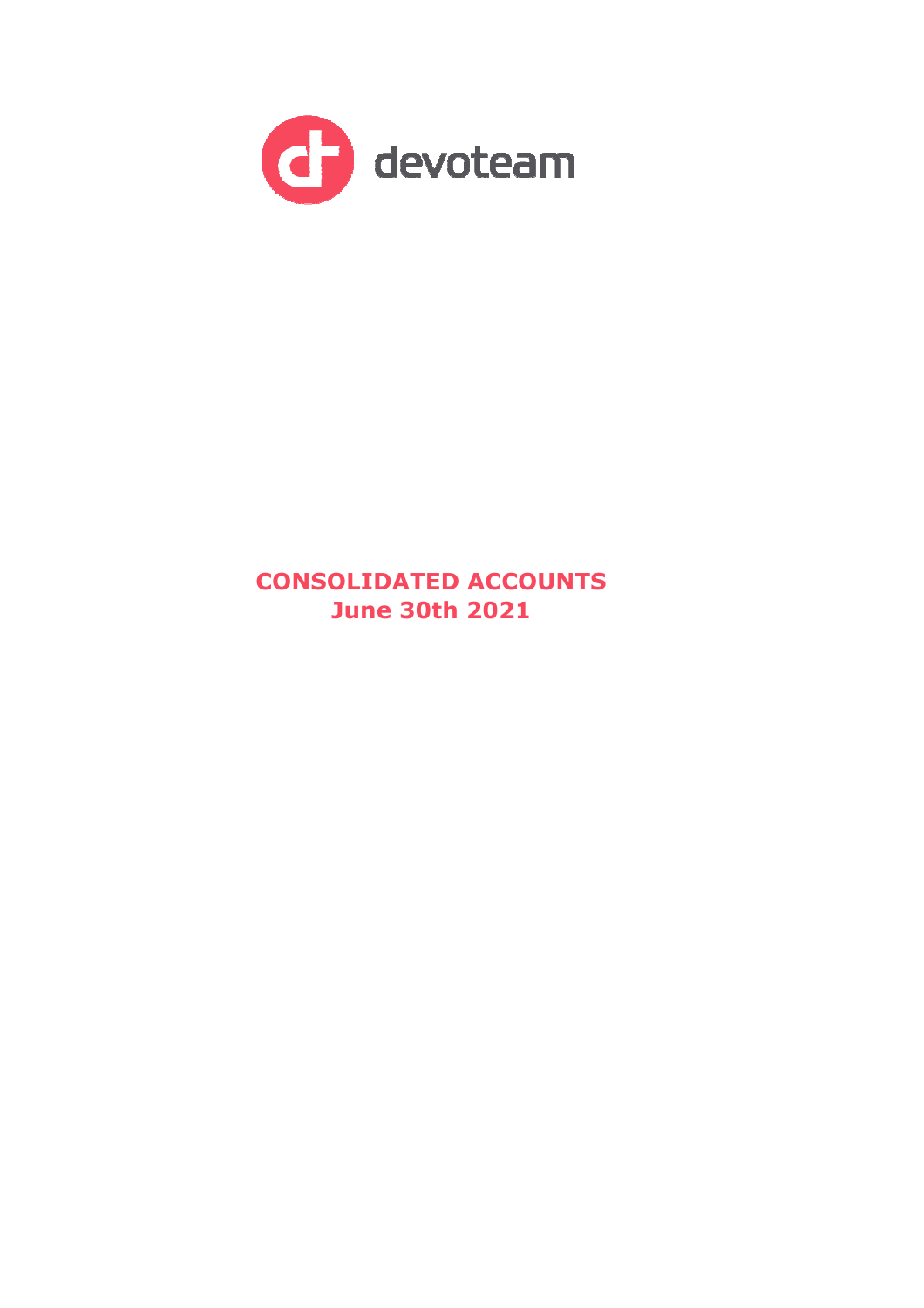devoteam

# CONSOLIDATED ACCOUNTS
# June 30th 2021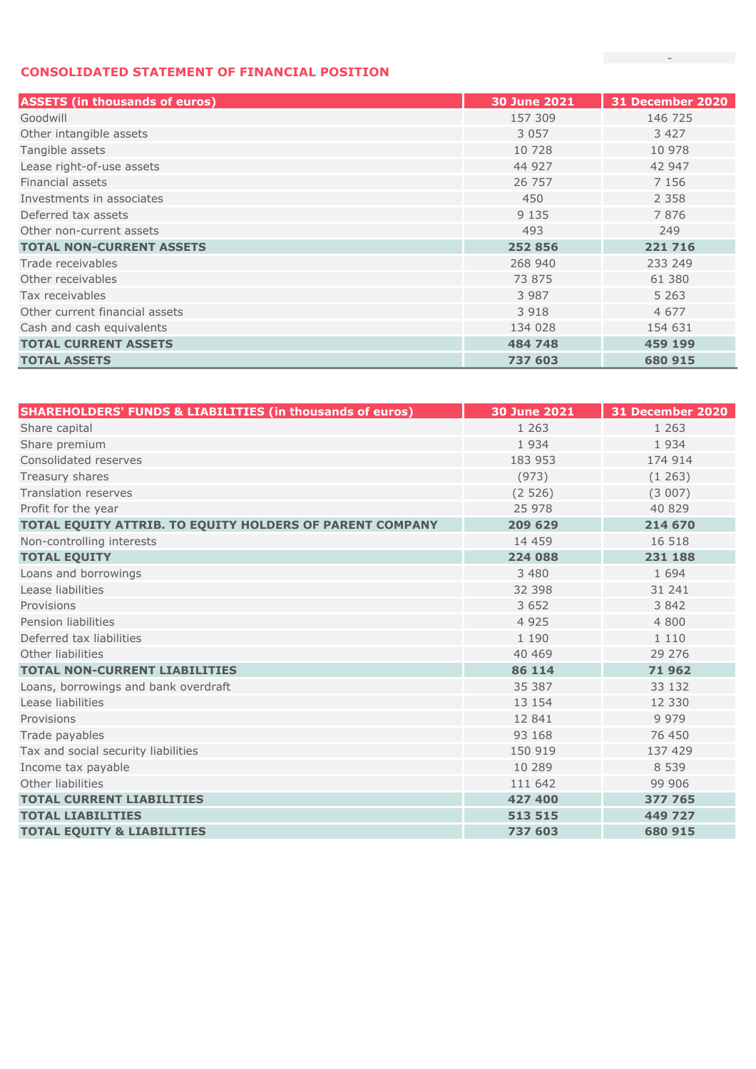## CONSOLIDATED STATEMENT OF FINANCIAL POSITION

| ASSETS (in thousands of euros) | 30 June 2021 | 31 December 2020 |
|---|---|---|
| Goodwill | 157 309 | 146 725 |
| Other intangible assets | 3 057 | 3 427 |
| Tangible assets | 10 728 | 10 978 |
| Lease right-of-use assets | 44 927 | 42 947 |
| Financial assets | 26 757 | 7 156 |
| Investments in associates | 450 | 2 358 |
| Deferred tax assets | 9 135 | 7 876 |
| Other non-current assets | 493 | 249 |
| **TOTAL NON-CURRENT ASSETS** | **252 856** | **221 716** |
| Trade receivables | 268 940 | 233 249 |
| Other receivables | 73 875 | 61 380 |
| Tax receivables | 3 987 | 5 263 |
| Other current financial assets | 3 918 | 4 677 |
| Cash and cash equivalents | 134 028 | 154 631 |
| **TOTAL CURRENT ASSETS** | **484 748** | **459 199** |
| **TOTAL ASSETS** | **737 603** | **680 915** |

| SHAREHOLDERS' FUNDS & LIABILITIES (in thousands of euros) | 30 June 2021 | 31 December 2020 |
|---|---|---|
| Share capital | 1 263 | 1 263 |
| Share premium | 1 934 | 1 934 |
| Consolidated reserves | 183 953 | 174 914 |
| Treasury shares | (973) | (1 263) |
| Translation reserves | (2 526) | (3 007) |
| Profit for the year | 25 978 | 40 829 |
| **TOTAL EQUITY ATTRIB. TO EQUITY HOLDERS OF PARENT COMPANY** | **209 629** | **214 670** |
| Non-controlling interests | 14 459 | 16 518 |
| **TOTAL EQUITY** | **224 088** | **231 188** |
| Loans and borrowings | 3 480 | 1 694 |
| Lease liabilities | 32 398 | 31 241 |
| Provisions | 3 652 | 3 842 |
| Pension liabilities | 4 925 | 4 800 |
| Deferred tax liabilities | 1 190 | 1 110 |
| Other liabilities | 40 469 | 29 276 |
| **TOTAL NON-CURRENT LIABILITIES** | **86 114** | **71 962** |
| Loans, borrowings and bank overdraft | 35 387 | 33 132 |
| Lease liabilities | 13 154 | 12 330 |
| Provisions | 12 841 | 9 979 |
| Trade payables | 93 168 | 76 450 |
| Tax and social security liabilities | 150 919 | 137 429 |
| Income tax payable | 10 289 | 8 539 |
| Other liabilities | 111 642 | 99 906 |
| **TOTAL CURRENT LIABILITIES** | **427 400** | **377 765** |
| **TOTAL LIABILITIES** | **513 515** | **449 727** |
| **TOTAL EQUITY & LIABILITIES** | **737 603** | **680 915** |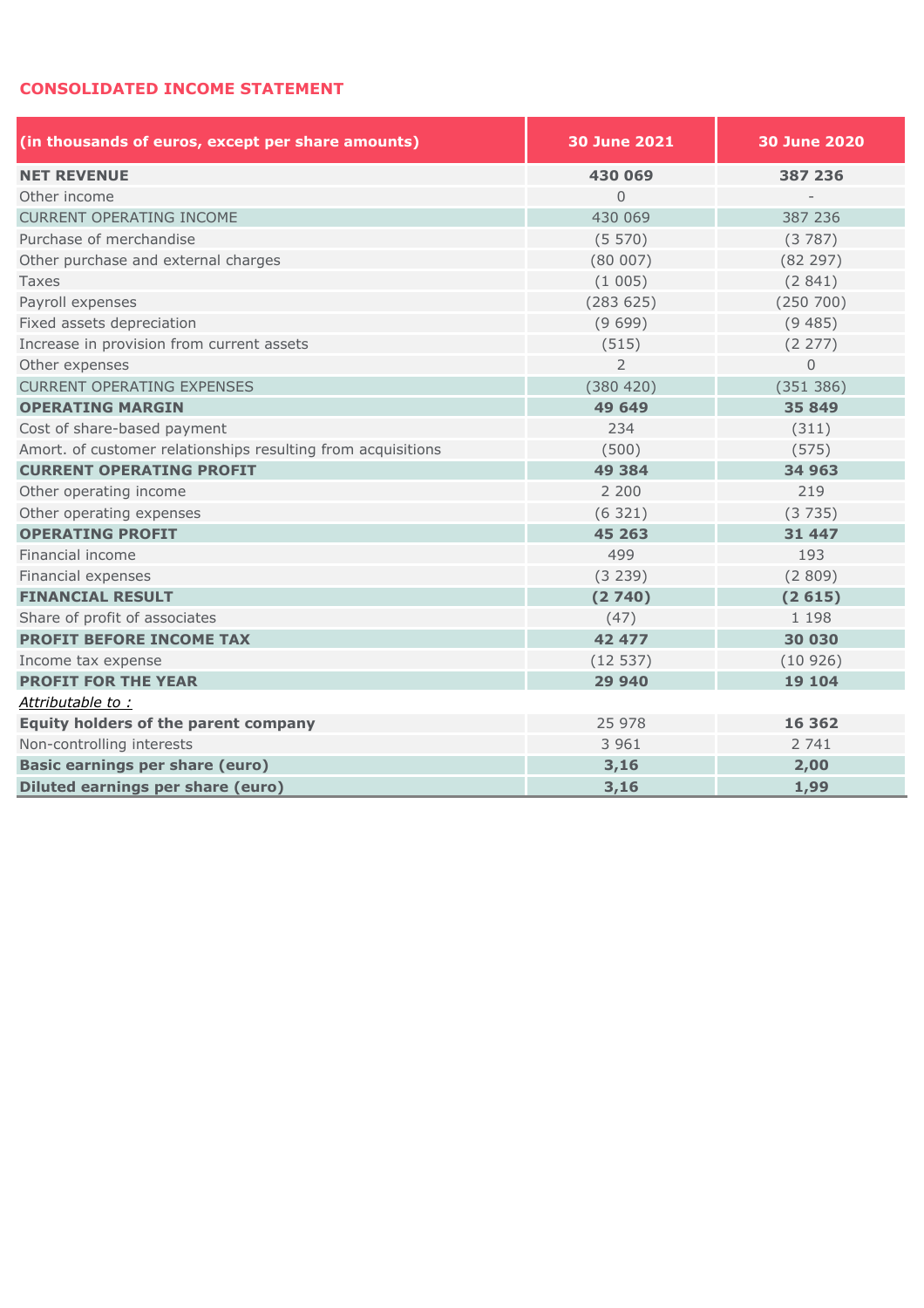## CONSOLIDATED INCOME STATEMENT

| (in thousands of euros, except per share amounts) | 30 June 2021 | 30 June 2020 |
|---|---|---|
| **NET REVENUE** | **430 069** | **387 236** |
| Other income | 0 | - |
| CURRENT OPERATING INCOME | 430 069 | 387 236 |
| Purchase of merchandise | (5 570) | (3 787) |
| Other purchase and external charges | (80 007) | (82 297) |
| Taxes | (1 005) | (2 841) |
| Payroll expenses | (283 625) | (250 700) |
| Fixed assets depreciation | (9 699) | (9 485) |
| Increase in provision from current assets | (515) | (2 277) |
| Other expenses | 2 | 0 |
| CURRENT OPERATING EXPENSES | (380 420) | (351 386) |
| **OPERATING MARGIN** | **49 649** | **35 849** |
| Cost of share-based payment | 234 | (311) |
| Amort. of customer relationships resulting from acquisitions | (500) | (575) |
| **CURRENT OPERATING PROFIT** | **49 384** | **34 963** |
| Other operating income | 2 200 | 219 |
| Other operating expenses | (6 321) | (3 735) |
| **OPERATING PROFIT** | **45 263** | **31 447** |
| Financial income | 499 | 193 |
| Financial expenses | (3 239) | (2 809) |
| **FINANCIAL RESULT** | **(2 740)** | **(2 615)** |
| Share of profit of associates | (47) | 1 198 |
| **PROFIT BEFORE INCOME TAX** | **42 477** | **30 030** |
| Income tax expense | (12 537) | (10 926) |
| **PROFIT FOR THE YEAR** | **29 940** | **19 104** |
| *Attributable to :* | | |
| **Equity holders of the parent company** | 25 978 | **16 362** |
| Non-controlling interests | 3 961 | 2 741 |
| **Basic earnings per share (euro)** | **3,16** | **2,00** |
| **Diluted earnings per share (euro)** | **3,16** | **1,99** |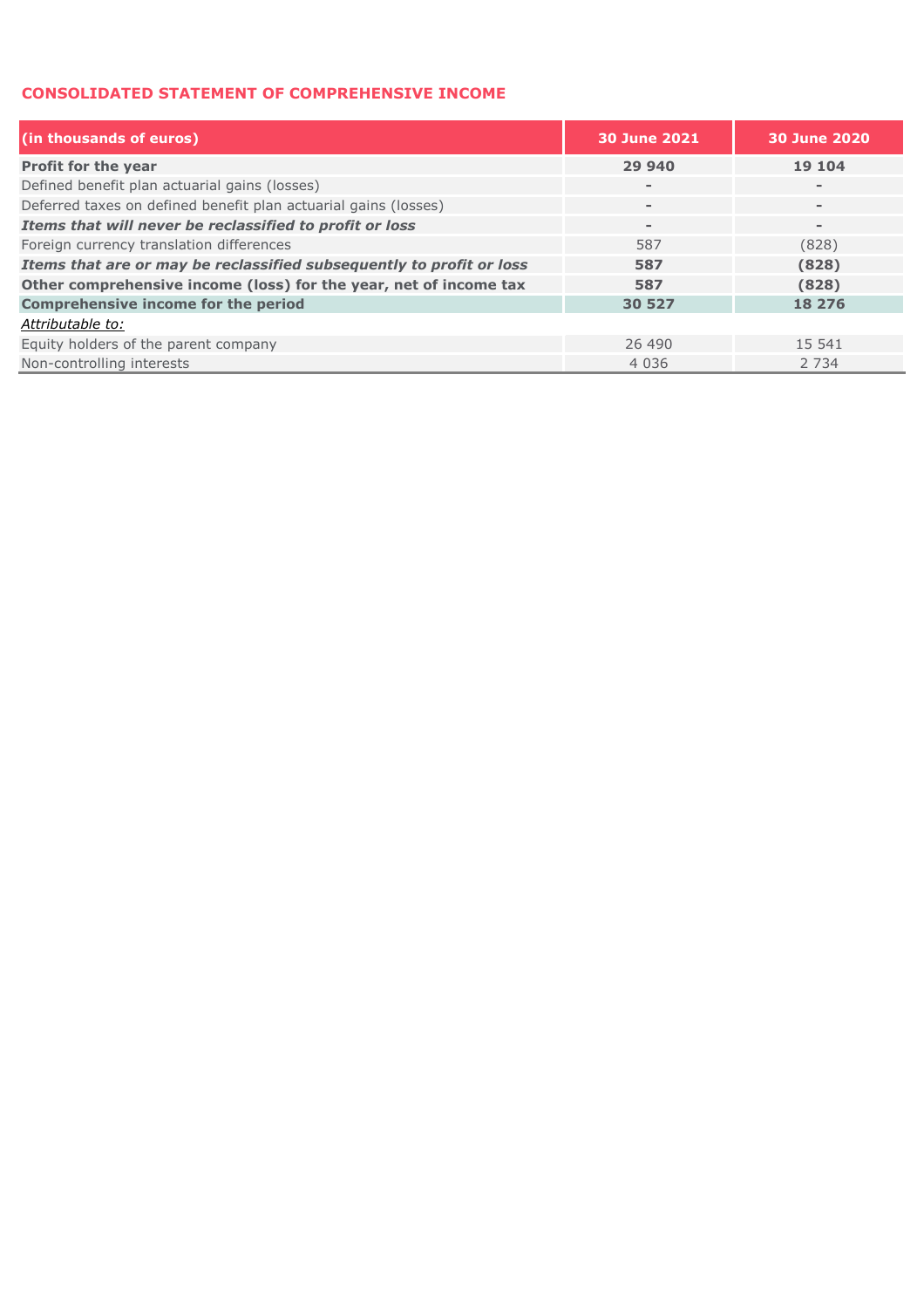## CONSOLIDATED STATEMENT OF COMPREHENSIVE INCOME

| (in thousands of euros) | 30 June 2021 | 30 June 2020 |
|---|---|---|
| **Profit for the year** | **29 940** | **19 104** |
| Defined benefit plan actuarial gains (losses) | - | - |
| Deferred taxes on defined benefit plan actuarial gains (losses) | - | - |
| ***Items that will never be reclassified to profit or loss*** | - | - |
| Foreign currency translation differences | 587 | (828) |
| ***Items that are or may be reclassified subsequently to profit or loss*** | **587** | **(828)** |
| **Other comprehensive income (loss) for the year, net of income tax** | **587** | **(828)** |
| **Comprehensive income for the period** | **30 527** | **18 276** |
| *Attributable to:* | | |
| Equity holders of the parent company | 26 490 | 15 541 |
| Non-controlling interests | 4 036 | 2 734 |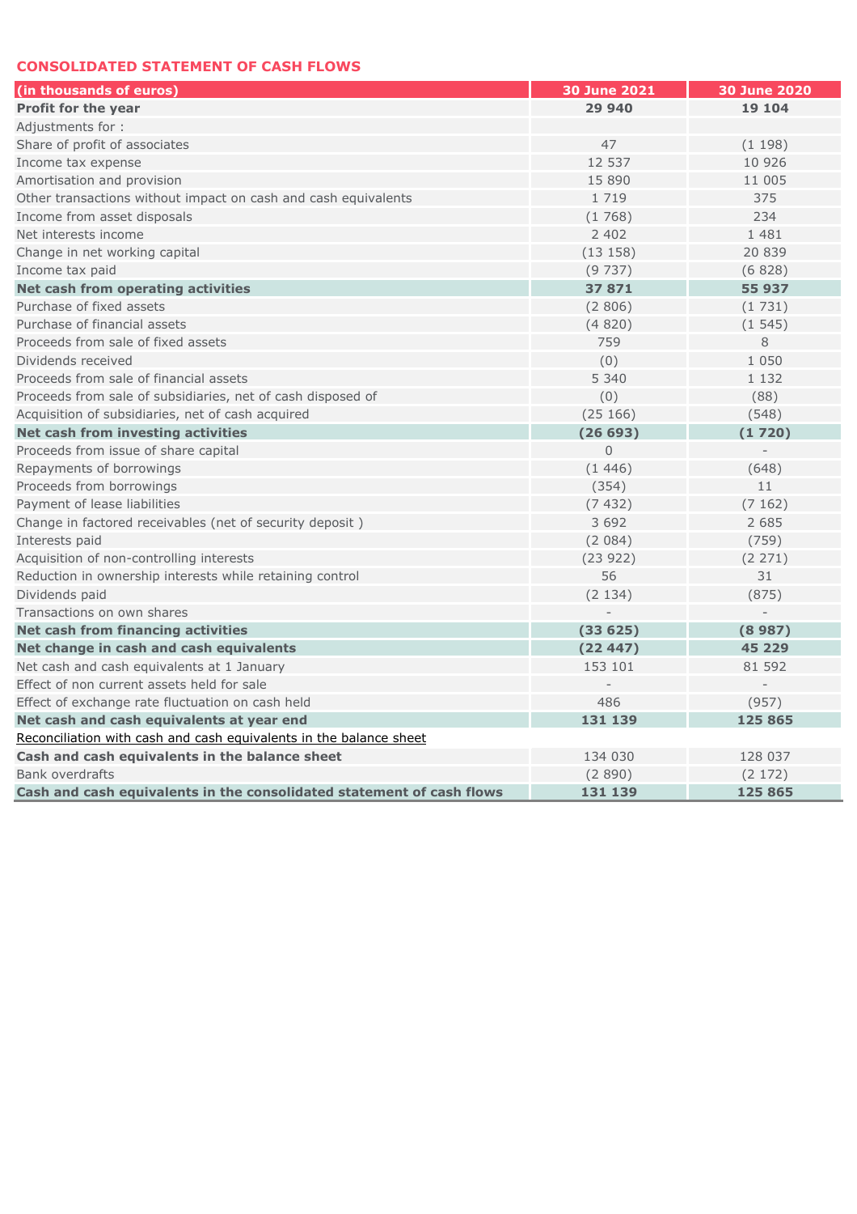## CONSOLIDATED STATEMENT OF CASH FLOWS

| (in thousands of euros) | 30 June 2021 | 30 June 2020 |
|---|---|---|
| **Profit for the year** | **29 940** | **19 104** |
| Adjustments for : | | |
| Share of profit of associates | 47 | (1 198) |
| Income tax expense | 12 537 | 10 926 |
| Amortisation and provision | 15 890 | 11 005 |
| Other transactions without impact on cash and cash equivalents | 1 719 | 375 |
| Income from asset disposals | (1 768) | 234 |
| Net interests income | 2 402 | 1 481 |
| Change in net working capital | (13 158) | 20 839 |
| Income tax paid | (9 737) | (6 828) |
| **Net cash from operating activities** | **37 871** | **55 937** |
| Purchase of fixed assets | (2 806) | (1 731) |
| Purchase of financial assets | (4 820) | (1 545) |
| Proceeds from sale of fixed assets | 759 | 8 |
| Dividends received | (0) | 1 050 |
| Proceeds from sale of financial assets | 5 340 | 1 132 |
| Proceeds from sale of subsidiaries, net of cash disposed of | (0) | (88) |
| Acquisition of subsidiaries, net of cash acquired | (25 166) | (548) |
| **Net cash from investing activities** | **(26 693)** | **(1 720)** |
| Proceeds from issue of share capital | 0 | - |
| Repayments of borrowings | (1 446) | (648) |
| Proceeds from borrowings | (354) | 11 |
| Payment of lease liabilities | (7 432) | (7 162) |
| Change in factored receivables (net of security deposit ) | 3 692 | 2 685 |
| Interests paid | (2 084) | (759) |
| Acquisition of non-controlling interests | (23 922) | (2 271) |
| Reduction in ownership interests while retaining control | 56 | 31 |
| Dividends paid | (2 134) | (875) |
| Transactions on own shares | - | - |
| **Net cash from financing activities** | **(33 625)** | **(8 987)** |
| **Net change in cash and cash equivalents** | **(22 447)** | **45 229** |
| Net cash and cash equivalents at 1 January | 153 101 | 81 592 |
| Effect of non current assets held for sale | - | - |
| Effect of exchange rate fluctuation on cash held | 486 | (957) |
| **Net cash and cash equivalents at year end** | **131 139** | **125 865** |
| Reconciliation with cash and cash equivalents in the balance sheet | | |
| **Cash and cash equivalents in the balance sheet** | 134 030 | 128 037 |
| Bank overdrafts | (2 890) | (2 172) |
| **Cash and cash equivalents in the consolidated statement of cash flows** | **131 139** | **125 865** |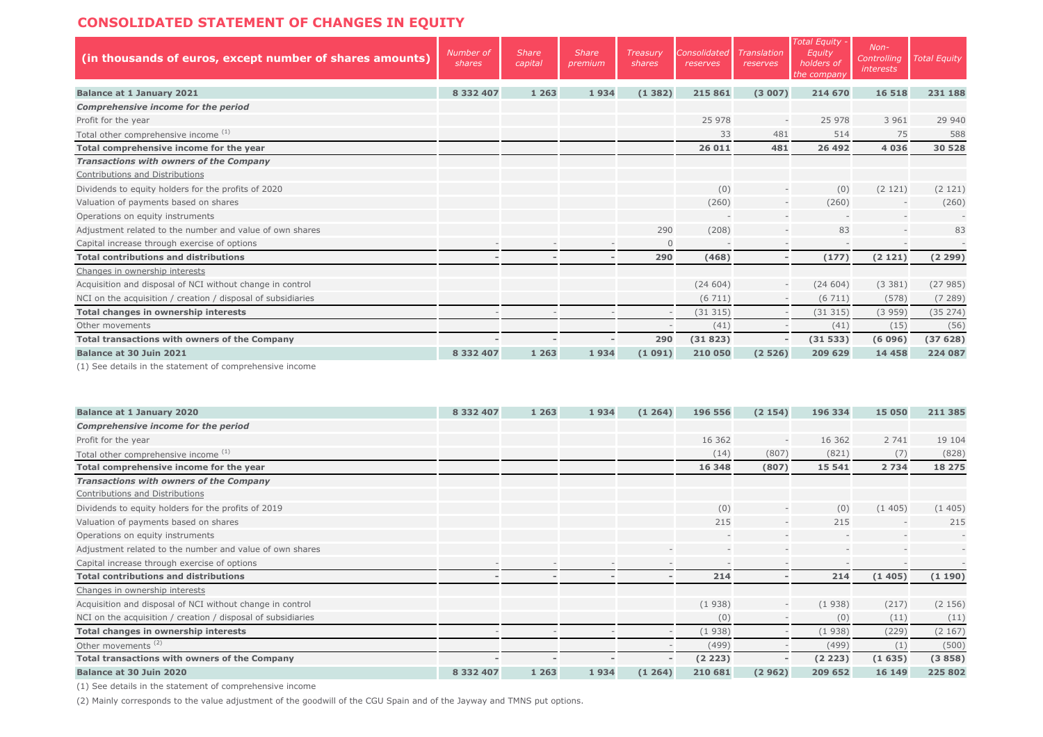## CONSOLIDATED STATEMENT OF CHANGES IN EQUITY

| (in thousands of euros, except number of shares amounts) | Number of shares | Share capital | Share premium | Treasury shares | Consolidated reserves | Translation reserves | Total Equity - Equity holders of the company | Non-Controlling interests | Total Equity |
|---|---|---|---|---|---|---|---|---|---|
| **Balance at 1 January 2021** | **8 332 407** | **1 263** | **1 934** | **(1 382)** | **215 861** | **(3 007)** | **214 670** | **16 518** | **231 188** |
| ***Comprehensive income for the period*** | | | | | | | | | |
| Profit for the year | | | | | 25 978 | - | 25 978 | 3 961 | 29 940 |
| Total other comprehensive income [(1)] | | | | | 33 | 481 | 514 | 75 | 588 |
| **Total comprehensive income for the year** | | | | | **26 011** | **481** | **26 492** | **4 036** | **30 528** |
| ***Transactions with owners of the Company*** | | | | | | | | | |
| Contributions and Distributions | | | | | | | | | |
| Dividends to equity holders for the profits of 2020 | | | | | (0) | - | (0) | (2 121) | (2 121) |
| Valuation of payments based on shares | | | | | (260) | - | (260) | - | (260) |
| Operations on equity instruments | | | | | - | - | - | - | - |
| Adjustment related to the number and value of own shares | | | | 290 | (208) | - | 83 | - | 83 |
| Capital increase through exercise of options | - | - | - | 0 | - | - | - | - | - |
| **Total contributions and distributions** | **-** | **-** | **-** | **290** | **(468)** | **-** | **(177)** | **(2 121)** | **(2 299)** |
| Changes in ownership interests | | | | | | | | | |
| Acquisition and disposal of NCI without change in control | | | | | (24 604) | - | (24 604) | (3 381) | (27 985) |
| NCI on the acquisition / creation / disposal of subsidiaries | | | | | (6 711) | - | (6 711) | (578) | (7 289) |
| **Total changes in ownership interests** | - | - | - | - | (31 315) | - | (31 315) | (3 959) | (35 274) |
| Other movements | | | | - | (41) | - | (41) | (15) | (56) |
| **Total transactions with owners of the Company** | **-** | **-** | **-** | **290** | **(31 823)** | **-** | **(31 533)** | **(6 096)** | **(37 628)** |
| **Balance at 30 Juin 2021** | **8 332 407** | **1 263** | **1 934** | **(1 091)** | **210 050** | **(2 526)** | **209 629** | **14 458** | **224 087** |

(1) See details in the statement of comprehensive income

| (in thousands of euros, except number of shares amounts) | Number of shares | Share capital | Share premium | Treasury shares | Consolidated reserves | Translation reserves | Total Equity - Equity holders of the company | Non-Controlling interests | Total Equity |
|---|---|---|---|---|---|---|---|---|---|
| **Balance at 1 January 2020** | **8 332 407** | **1 263** | **1 934** | **(1 264)** | **196 556** | **(2 154)** | **196 334** | **15 050** | **211 385** |
| ***Comprehensive income for the period*** | | | | | | | | | |
| Profit for the year | | | | | 16 362 | - | 16 362 | 2 741 | 19 104 |
| Total other comprehensive income [(1)] | | | | | (14) | (807) | (821) | (7) | (828) |
| **Total comprehensive income for the year** | | | | | **16 348** | **(807)** | **15 541** | **2 734** | **18 275** |
| ***Transactions with owners of the Company*** | | | | | | | | | |
| Contributions and Distributions | | | | | | | | | |
| Dividends to equity holders for the profits of 2019 | | | | | (0) | - | (0) | (1 405) | (1 405) |
| Valuation of payments based on shares | | | | | 215 | - | 215 | - | 215 |
| Operations on equity instruments | | | | | - | - | - | - | - |
| Adjustment related to the number and value of own shares | | | | - | - | - | - | - | - |
| Capital increase through exercise of options | - | - | - | - | - | - | - | - | - |
| **Total contributions and distributions** | **-** | **-** | **-** | **-** | **214** | **-** | **214** | **(1 405)** | **(1 190)** |
| Changes in ownership interests | | | | | | | | | |
| Acquisition and disposal of NCI without change in control | | | | | (1 938) | - | (1 938) | (217) | (2 156) |
| NCI on the acquisition / creation / disposal of subsidiaries | | | | | (0) | - | (0) | (11) | (11) |
| **Total changes in ownership interests** | - | - | - | - | (1 938) | - | (1 938) | (229) | (2 167) |
| Other movements [(2)] | | | | - | (499) | - | (499) | (1) | (500) |
| **Total transactions with owners of the Company** | **-** | **-** | **-** | **-** | **(2 223)** | **-** | **(2 223)** | **(1 635)** | **(3 858)** |
| **Balance at 30 Juin 2020** | **8 332 407** | **1 263** | **1 934** | **(1 264)** | **210 681** | **(2 962)** | **209 652** | **16 149** | **225 802** |

(1) See details in the statement of comprehensive income

(2) Mainly corresponds to the value adjustment of the goodwill of the CGU Spain and of the Jayway and TMNS put options.